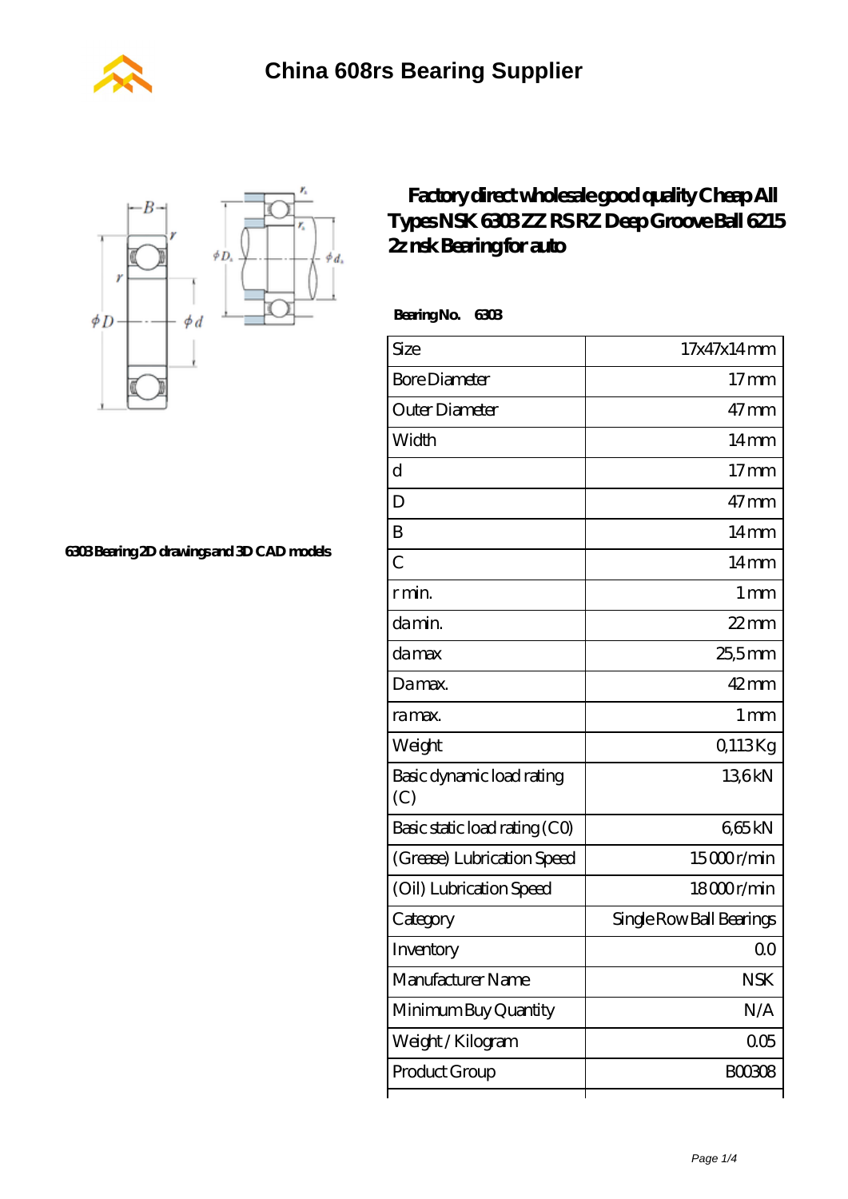# China 608rs Bearing Supplier

6303 Bearing 2D drawings and 3D CAD models

## Factory direct wholesale good quality Cheap All Types NSK 6303 ZZ RS RZ Deep Groove Ball 6215 2z nsk Bearing for auto

**Bearing No. 6303**

| Size | 17x47x14 mm |
|---|---|
| Bore Diameter | 17 mm |
| Outer Diameter | 47 mm |
| Width | 14 mm |
| d | 17 mm |
| D | 47 mm |
| B | 14 mm |
| C | 14 mm |
| r min. | 1 mm |
| da min. | 22 mm |
| da max | 25,5 mm |
| Da max. | 42 mm |
| ra max. | 1 mm |
| Weight | 0,113 Kg |
| Basic dynamic load rating (C) | 13,6 kN |
| Basic static load rating (C0) | 6,65 kN |
| (Grease) Lubrication Speed | 15 000 r/min |
| (Oil) Lubrication Speed | 18 000 r/min |
| Category | Single Row Ball Bearings |
| Inventory | 0.0 |
| Manufacturer Name | NSK |
| Minimum Buy Quantity | N/A |
| Weight / Kilogram | 0.05 |
| Product Group | B00308 |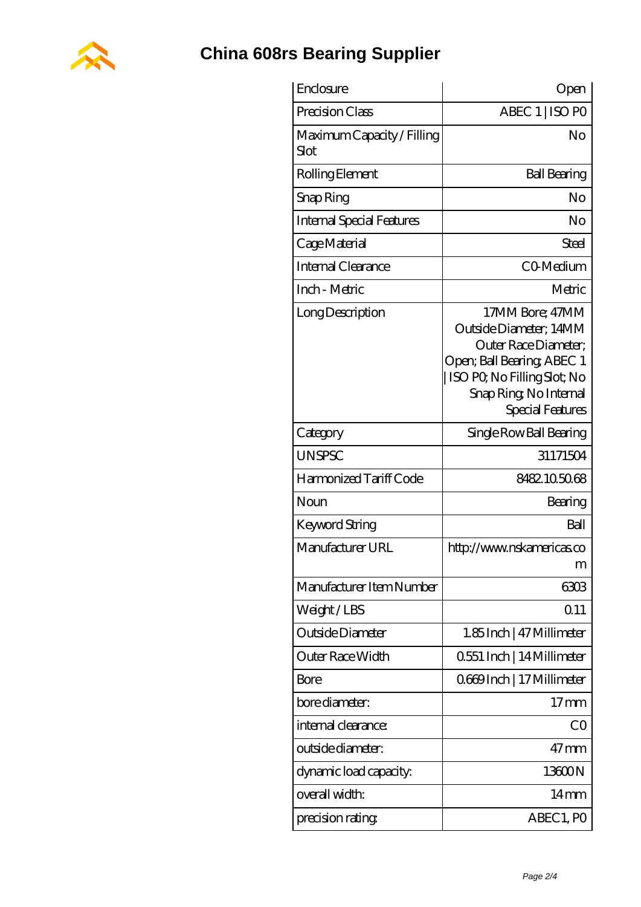# China 608rs Bearing Supplier

| Enclosure | Open |
|---|---|
| Precision Class | ABEC 1 \| ISO P0 |
| Maximum Capacity / Filling Slot | No |
| Rolling Element | Ball Bearing |
| Snap Ring | No |
| Internal Special Features | No |
| Cage Material | Steel |
| Internal Clearance | C0-Medium |
| Inch - Metric | Metric |
| Long Description | 17MM Bore; 47MM Outside Diameter; 14MM Outer Race Diameter; Open; Ball Bearing; ABEC 1 \| ISO P0; No Filling Slot; No Snap Ring; No Internal Special Features |
| Category | Single Row Ball Bearing |
| UNSPSC | 31171504 |
| Harmonized Tariff Code | 8482.10.50.68 |
| Noun | Bearing |
| Keyword String | Ball |
| Manufacturer URL | http://www.nskamericas.com |
| Manufacturer Item Number | 6303 |
| Weight / LBS | 0.11 |
| Outside Diameter | 1.85 Inch \| 47 Millimeter |
| Outer Race Width | 0.551 Inch \| 14 Millimeter |
| Bore | 0.669 Inch \| 17 Millimeter |
| bore diameter: | 17 mm |
| internal clearance: | C0 |
| outside diameter: | 47 mm |
| dynamic load capacity: | 13600 N |
| overall width: | 14 mm |
| precision rating: | ABEC1, P0 |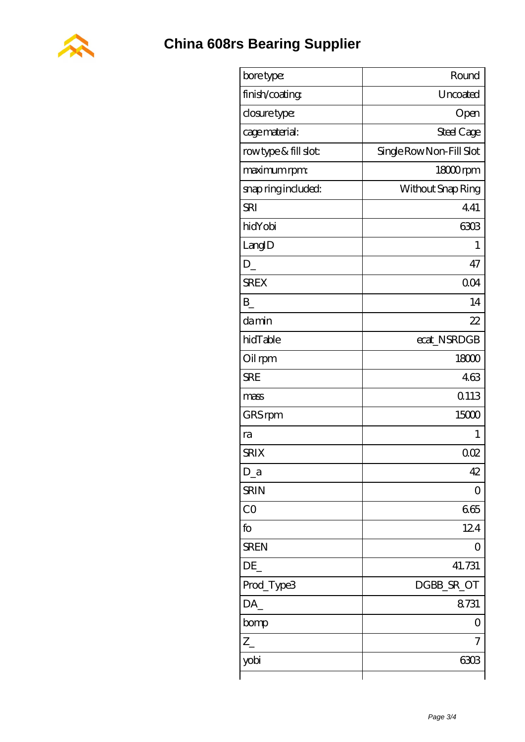# China 608rs Bearing Supplier

| bore type: | Round |
|---|---|
| finish/coating: | Uncoated |
| closure type: | Open |
| cage material: | Steel Cage |
| row type & fill slot: | Single Row Non-Fill Slot |
| maximum rpm: | 18000 rpm |
| snap ring included: | Without Snap Ring |
| SRI | 4.41 |
| hidYobi | 6303 |
| LangID | 1 |
| D_ | 47 |
| SREX | 0.04 |
| B_ | 14 |
| da min | 22 |
| hidTable | ecat_NSRDGB |
| Oil rpm | 18000 |
| SRE | 4.63 |
| mass | 0.113 |
| GRS rpm | 15000 |
| ra | 1 |
| SRIX | 0.02 |
| D_a | 42 |
| SRIN | 0 |
| C0 | 6.65 |
| fo | 12.4 |
| SREN | 0 |
| DE_ | 41.731 |
| Prod_Type3 | DGBB_SR_OT |
| DA_ | 8.731 |
| bomp | 0 |
| Z_ | 7 |
| yobi | 6303 |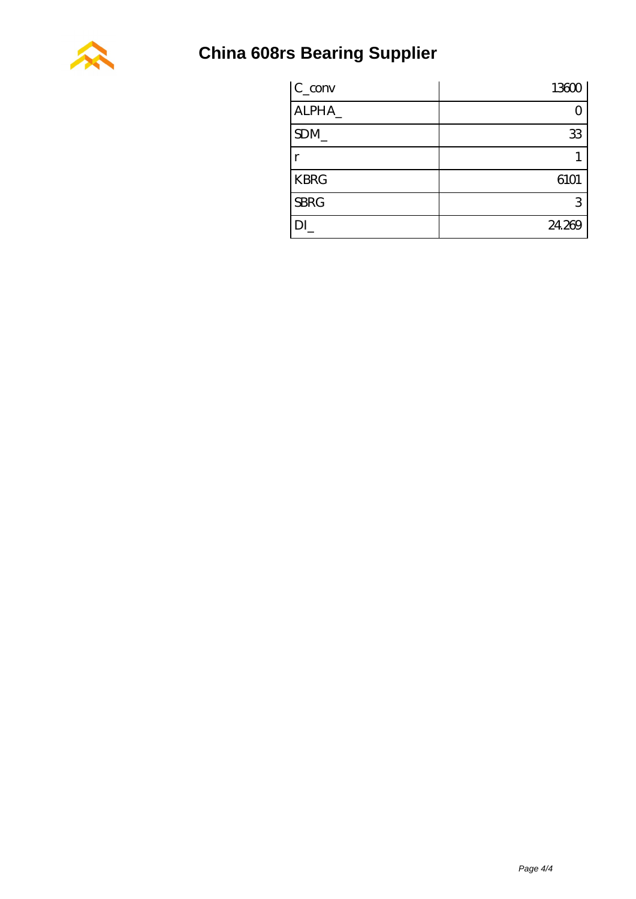# China 608rs Bearing Supplier

| | |
|---|---|
| C_conv | 13600 |
| ALPHA_ | 0 |
| SDM_ | 33 |
| r | 1 |
| KBRG | 6101 |
| SBRG | 3 |
| DI_ | 24.269 |